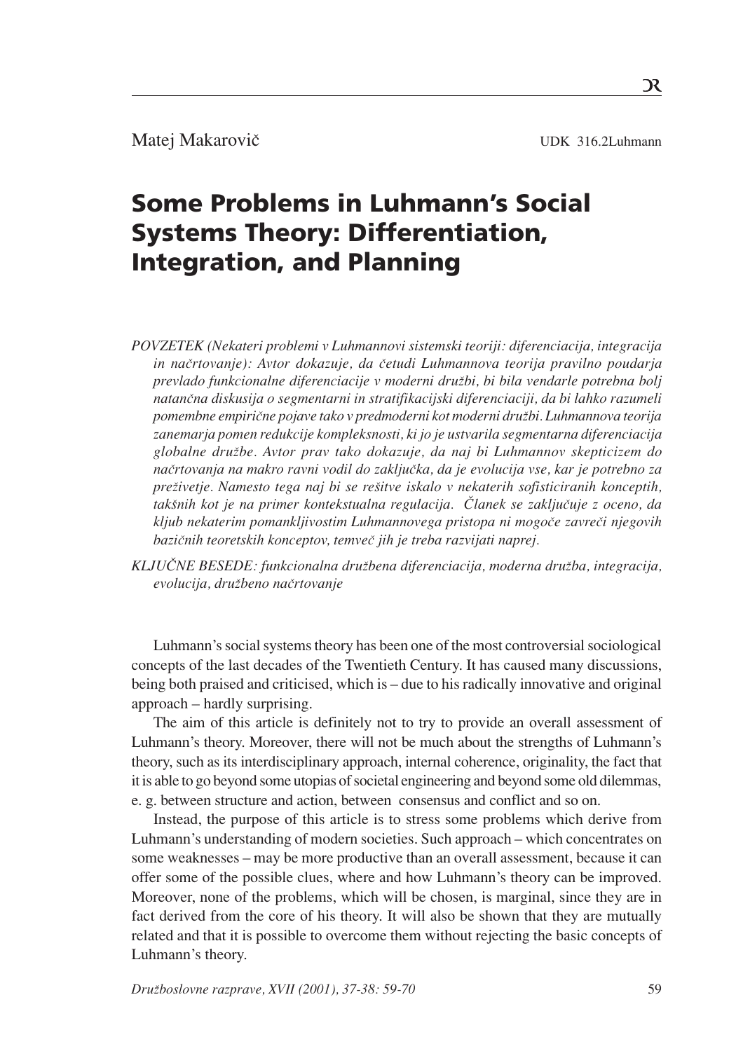Matej Makarovič

UDK 316.2Luhmann

# Some Problems in Luhmann's Social Systems Theory: Differentiation, Integration, and Planning

*POVZETEK (Nekateri problemi v Luhmannovi sistemski teoriji: diferenciacija, integracija in načrtovanje): Avtor dokazuje, da četudi Luhmannova teorija pravilno poudarja prevlado funkcionalne diferenciacije v moderni družbi, bi bila vendarle potrebna bolj natančna diskusija o segmentarni in stratifikacijski diferenciaciji, da bi lahko razumeli pomembne empirične pojave tako v predmoderni kot moderni družbi. Luhmannova teorija zanemarja pomen redukcije kompleksnosti, ki jo je ustvarila segmentarna diferenciacija globalne družbe. Avtor prav tako dokazuje, da naj bi Luhmannov skepticizem do načrtovanja na makro ravni vodil do zaključka, da je evolucija vse, kar je potrebno za preživetje. Namesto tega naj bi se rešitve iskalo v nekaterih sofisticiranih konceptih, takšnih kot je na primer kontekstualna regulacija. Članek se zaključuje z oceno, da kljub nekaterim pomankljivostim Luhmannovega pristopa ni mogoče zavreči njegovih bazičnih teoretskih konceptov, temveč jih je treba razvijati naprej.*

*KLJUČNE BESEDE: funkcionalna družbena diferenciacija, moderna družba, integracija, evolucija, družbeno načrtovanje*

Luhmann's social systems theory has been one of the most controversial sociological concepts of the last decades of the Twentieth Century. It has caused many discussions, being both praised and criticised, which is – due to his radically innovative and original approach – hardly surprising.

The aim of this article is definitely not to try to provide an overall assessment of Luhmann's theory. Moreover, there will not be much about the strengths of Luhmann's theory, such as its interdisciplinary approach, internal coherence, originality, the fact that it is able to go beyond some utopias of societal engineering and beyond some old dilemmas, e. g. between structure and action, between consensus and conflict and so on.

Instead, the purpose of this article is to stress some problems which derive from Luhmann's understanding of modern societies. Such approach – which concentrates on some weaknesses – may be more productive than an overall assessment, because it can offer some of the possible clues, where and how Luhmann's theory can be improved. Moreover, none of the problems, which will be chosen, is marginal, since they are in fact derived from the core of his theory. It will also be shown that they are mutually related and that it is possible to overcome them without rejecting the basic concepts of Luhmann's theory.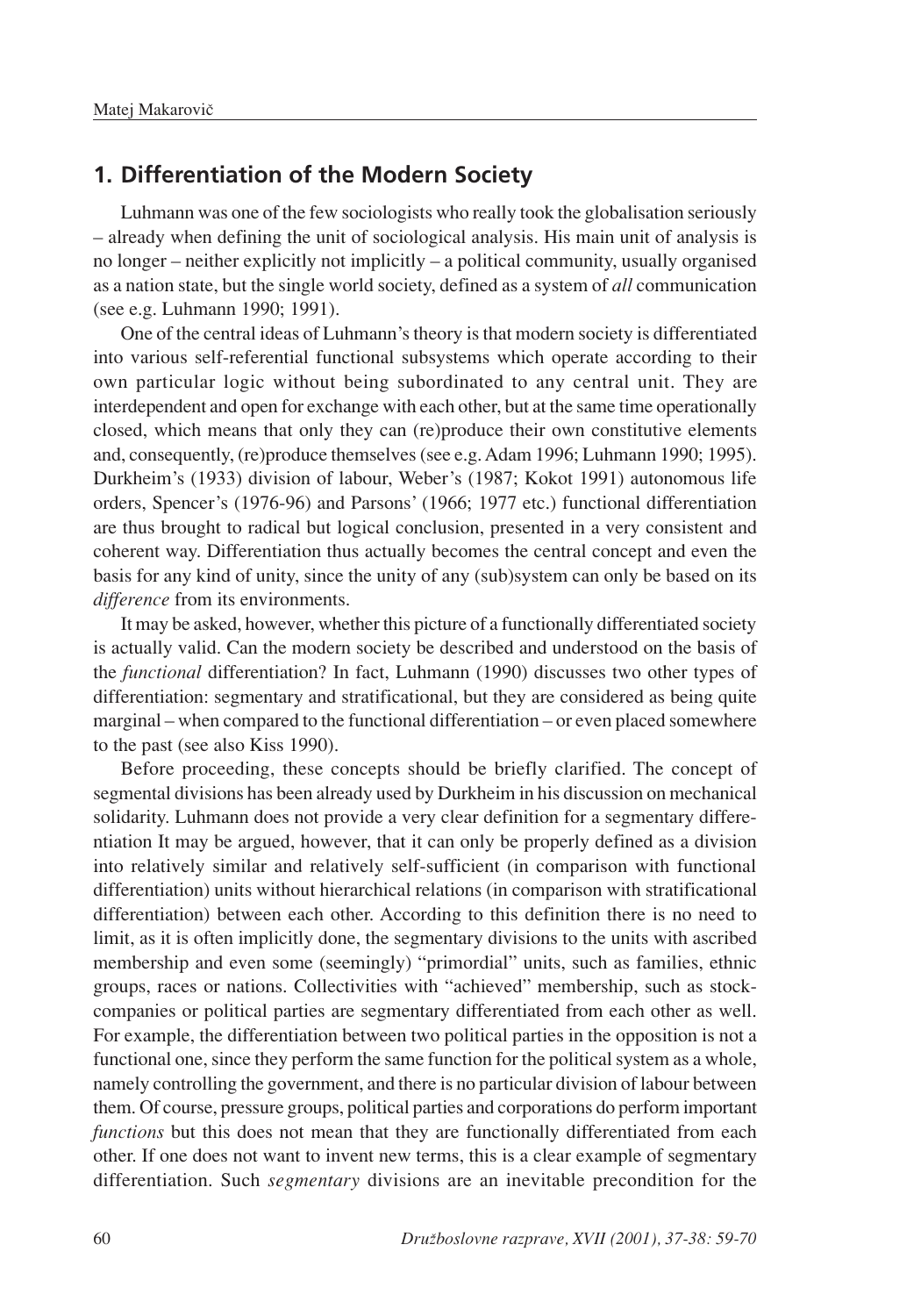## 1. Differentiation of the Modern Society

Luhmann was one of the few sociologists who really took the globalisation seriously – already when defining the unit of sociological analysis. His main unit of analysis is no longer – neither explicitly not implicitly – a political community, usually organised as a nation state, but the single world society, defined as a system of *all* communication (see e.g. Luhmann 1990; 1991).

One of the central ideas of Luhmann's theory is that modern society is differentiated into various self-referential functional subsystems which operate according to their own particular logic without being subordinated to any central unit. They are interdependent and open for exchange with each other, but at the same time operationally closed, which means that only they can (re)produce their own constitutive elements and, consequently, (re)produce themselves (see e.g. Adam 1996; Luhmann 1990; 1995). Durkheim's (1933) division of labour, Weber's (1987; Kokot 1991) autonomous life orders, Spencer's (1976-96) and Parsons' (1966; 1977 etc.) functional differentiation are thus brought to radical but logical conclusion, presented in a very consistent and coherent way. Differentiation thus actually becomes the central concept and even the basis for any kind of unity, since the unity of any (sub)system can only be based on its *difference* from its environments.

It may be asked, however, whether this picture of a functionally differentiated society is actually valid. Can the modern society be described and understood on the basis of the *functional* differentiation? In fact, Luhmann (1990) discusses two other types of differentiation: segmentary and stratificational, but they are considered as being quite marginal – when compared to the functional differentiation – or even placed somewhere to the past (see also Kiss 1990).

Before proceeding, these concepts should be briefly clarified. The concept of segmental divisions has been already used by Durkheim in his discussion on mechanical solidarity. Luhmann does not provide a very clear definition for a segmentary differentiation It may be argued, however, that it can only be properly defined as a division into relatively similar and relatively self-sufficient (in comparison with functional differentiation) units without hierarchical relations (in comparison with stratificational differentiation) between each other. According to this definition there is no need to limit, as it is often implicitly done, the segmentary divisions to the units with ascribed membership and even some (seemingly) "primordial" units, such as families, ethnic groups, races or nations. Collectivities with "achieved" membership, such as stock-companies or political parties are segmentary differentiated from each other as well. For example, the differentiation between two political parties in the opposition is not a functional one, since they perform the same function for the political system as a whole, namely controlling the government, and there is no particular division of labour between them. Of course, pressure groups, political parties and corporations do perform important *functions* but this does not mean that they are functionally differentiated from each other. If one does not want to invent new terms, this is a clear example of segmentary differentiation. Such *segmentary* divisions are an inevitable precondition for the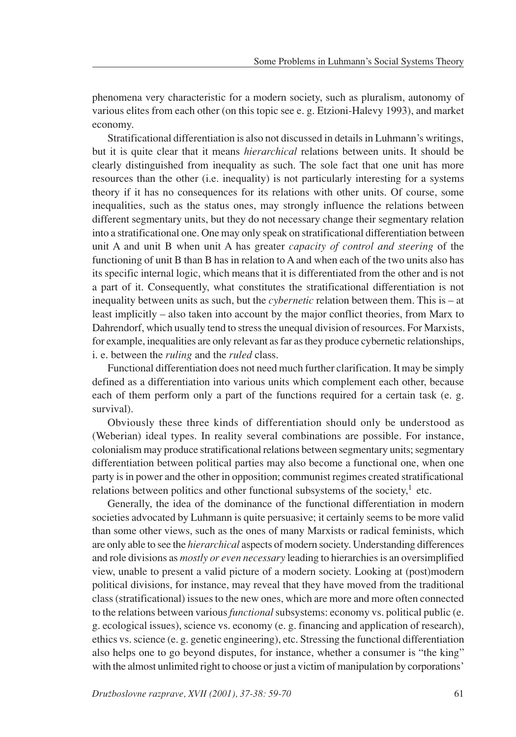phenomena very characteristic for a modern society, such as pluralism, autonomy of various elites from each other (on this topic see e. g. Etzioni-Halevy 1993), and market economy.

Stratificational differentiation is also not discussed in details in Luhmann's writings, but it is quite clear that it means *hierarchical* relations between units. It should be clearly distinguished from inequality as such. The sole fact that one unit has more resources than the other (i.e. inequality) is not particularly interesting for a systems theory if it has no consequences for its relations with other units. Of course, some inequalities, such as the status ones, may strongly influence the relations between different segmentary units, but they do not necessary change their segmentary relation into a stratificational one. One may only speak on stratificational differentiation between unit A and unit B when unit A has greater *capacity of control and steering* of the functioning of unit B than B has in relation to A and when each of the two units also has its specific internal logic, which means that it is differentiated from the other and is not a part of it. Consequently, what constitutes the stratificational differentiation is not inequality between units as such, but the *cybernetic* relation between them. This is – at least implicitly – also taken into account by the major conflict theories, from Marx to Dahrendorf, which usually tend to stress the unequal division of resources. For Marxists, for example, inequalities are only relevant as far as they produce cybernetic relationships, i. e. between the *ruling* and the *ruled* class.

Functional differentiation does not need much further clarification. It may be simply defined as a differentiation into various units which complement each other, because each of them perform only a part of the functions required for a certain task (e. g. survival).

Obviously these three kinds of differentiation should only be understood as (Weberian) ideal types. In reality several combinations are possible. For instance, colonialism may produce stratificational relations between segmentary units; segmentary differentiation between political parties may also become a functional one, when one party is in power and the other in opposition; communist regimes created stratificational relations between politics and other functional subsystems of the society,[1] etc.

Generally, the idea of the dominance of the functional differentiation in modern societies advocated by Luhmann is quite persuasive; it certainly seems to be more valid than some other views, such as the ones of many Marxists or radical feminists, which are only able to see the *hierarchical* aspects of modern society. Understanding differences and role divisions as *mostly or even necessary* leading to hierarchies is an oversimplified view, unable to present a valid picture of a modern society. Looking at (post)modern political divisions, for instance, may reveal that they have moved from the traditional class (stratificational) issues to the new ones, which are more and more often connected to the relations between various *functional* subsystems: economy vs. political public (e. g. ecological issues), science vs. economy (e. g. financing and application of research), ethics vs. science (e. g. genetic engineering), etc. Stressing the functional differentiation also helps one to go beyond disputes, for instance, whether a consumer is "the king" with the almost unlimited right to choose or just a victim of manipulation by corporations'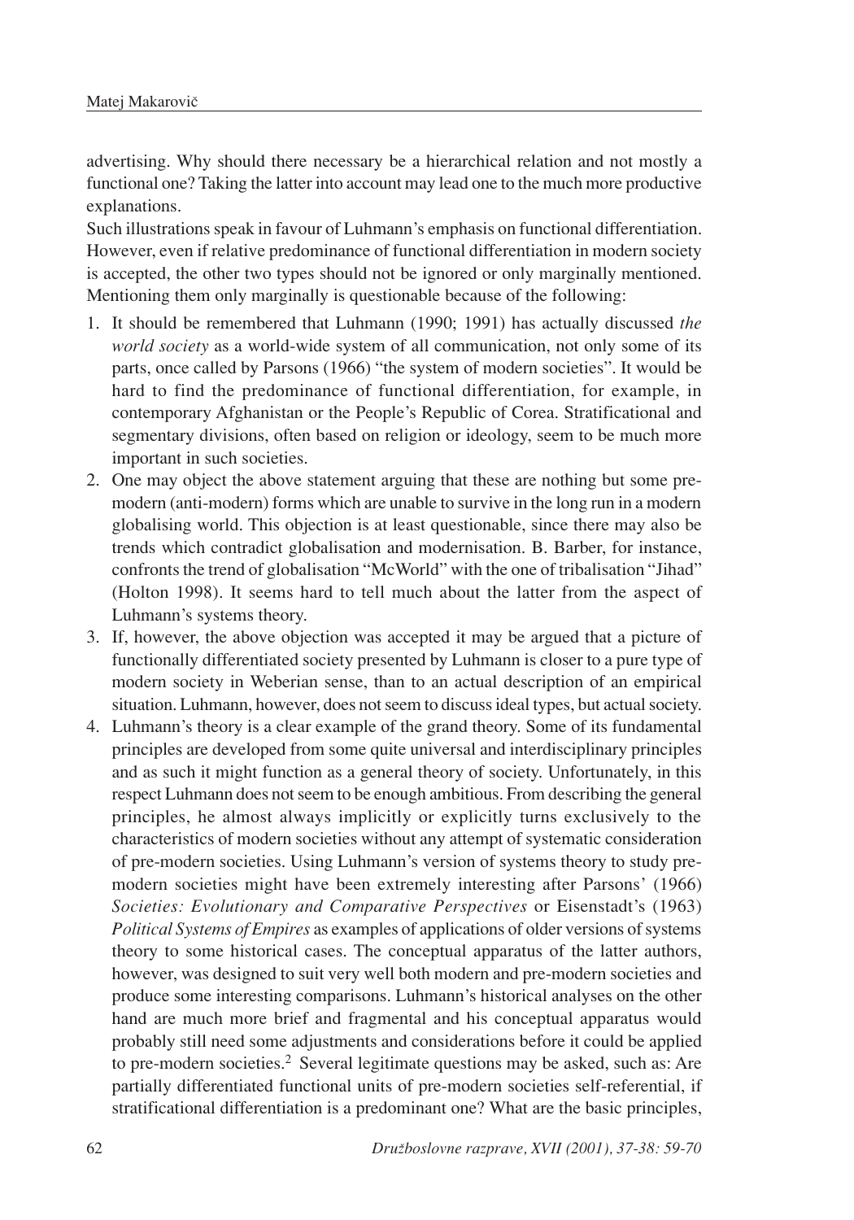advertising. Why should there necessary be a hierarchical relation and not mostly a functional one? Taking the latter into account may lead one to the much more productive explanations.

Such illustrations speak in favour of Luhmann's emphasis on functional differentiation. However, even if relative predominance of functional differentiation in modern society is accepted, the other two types should not be ignored or only marginally mentioned. Mentioning them only marginally is questionable because of the following:

1. It should be remembered that Luhmann (1990; 1991) has actually discussed *the world society* as a world-wide system of all communication, not only some of its parts, once called by Parsons (1966) "the system of modern societies". It would be hard to find the predominance of functional differentiation, for example, in contemporary Afghanistan or the People's Republic of Corea. Stratificational and segmentary divisions, often based on religion or ideology, seem to be much more important in such societies.
2. One may object the above statement arguing that these are nothing but some pre-modern (anti-modern) forms which are unable to survive in the long run in a modern globalising world. This objection is at least questionable, since there may also be trends which contradict globalisation and modernisation. B. Barber, for instance, confronts the trend of globalisation "McWorld" with the one of tribalisation "Jihad" (Holton 1998). It seems hard to tell much about the latter from the aspect of Luhmann's systems theory.
3. If, however, the above objection was accepted it may be argued that a picture of functionally differentiated society presented by Luhmann is closer to a pure type of modern society in Weberian sense, than to an actual description of an empirical situation. Luhmann, however, does not seem to discuss ideal types, but actual society.
4. Luhmann's theory is a clear example of the grand theory. Some of its fundamental principles are developed from some quite universal and interdisciplinary principles and as such it might function as a general theory of society. Unfortunately, in this respect Luhmann does not seem to be enough ambitious. From describing the general principles, he almost always implicitly or explicitly turns exclusively to the characteristics of modern societies without any attempt of systematic consideration of pre-modern societies. Using Luhmann's version of systems theory to study pre-modern societies might have been extremely interesting after Parsons' (1966) *Societies: Evolutionary and Comparative Perspectives* or Eisenstadt's (1963) *Political Systems of Empires* as examples of applications of older versions of systems theory to some historical cases. The conceptual apparatus of the latter authors, however, was designed to suit very well both modern and pre-modern societies and produce some interesting comparisons. Luhmann's historical analyses on the other hand are much more brief and fragmental and his conceptual apparatus would probably still need some adjustments and considerations before it could be applied to pre-modern societies.[2] Several legitimate questions may be asked, such as: Are partially differentiated functional units of pre-modern societies self-referential, if stratificational differentiation is a predominant one? What are the basic principles,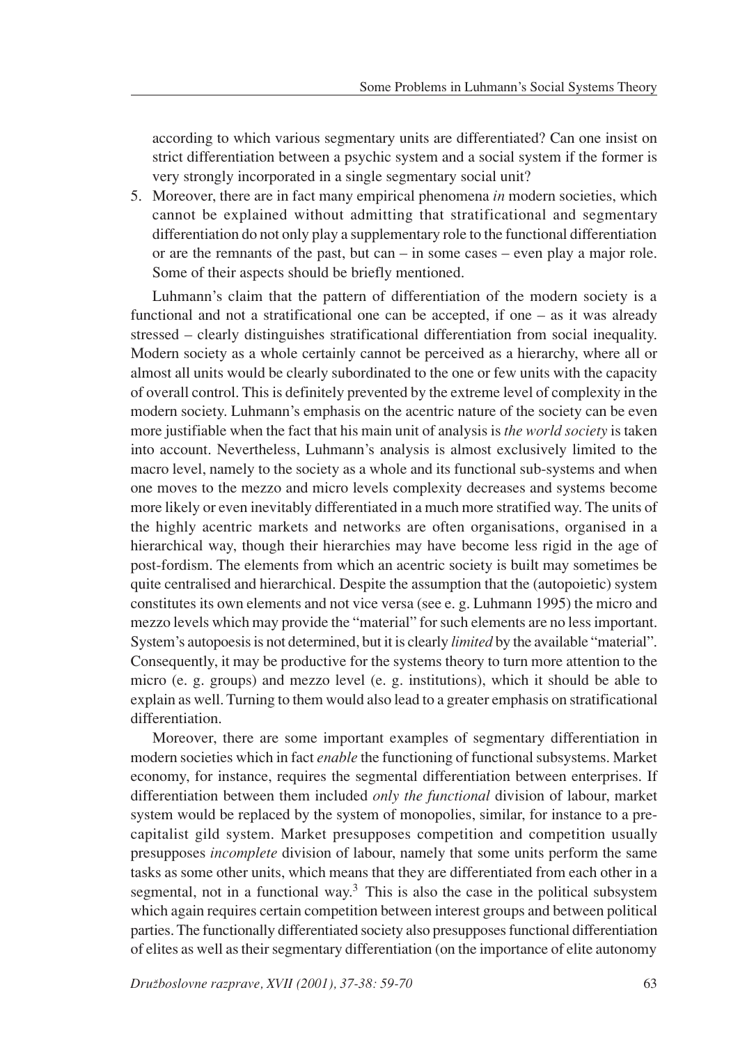according to which various segmentary units are differentiated? Can one insist on strict differentiation between a psychic system and a social system if the former is very strongly incorporated in a single segmentary social unit?

5. Moreover, there are in fact many empirical phenomena *in* modern societies, which cannot be explained without admitting that stratificational and segmentary differentiation do not only play a supplementary role to the functional differentiation or are the remnants of the past, but can – in some cases – even play a major role. Some of their aspects should be briefly mentioned.

Luhmann's claim that the pattern of differentiation of the modern society is a functional and not a stratificational one can be accepted, if one – as it was already stressed – clearly distinguishes stratificational differentiation from social inequality. Modern society as a whole certainly cannot be perceived as a hierarchy, where all or almost all units would be clearly subordinated to the one or few units with the capacity of overall control. This is definitely prevented by the extreme level of complexity in the modern society. Luhmann's emphasis on the acentric nature of the society can be even more justifiable when the fact that his main unit of analysis is *the world society* is taken into account. Nevertheless, Luhmann's analysis is almost exclusively limited to the macro level, namely to the society as a whole and its functional sub-systems and when one moves to the mezzo and micro levels complexity decreases and systems become more likely or even inevitably differentiated in a much more stratified way. The units of the highly acentric markets and networks are often organisations, organised in a hierarchical way, though their hierarchies may have become less rigid in the age of post-fordism. The elements from which an acentric society is built may sometimes be quite centralised and hierarchical. Despite the assumption that the (autopoietic) system constitutes its own elements and not vice versa (see e. g. Luhmann 1995) the micro and mezzo levels which may provide the "material" for such elements are no less important. System's autopoesis is not determined, but it is clearly *limited* by the available "material". Consequently, it may be productive for the systems theory to turn more attention to the micro (e. g. groups) and mezzo level (e. g. institutions), which it should be able to explain as well. Turning to them would also lead to a greater emphasis on stratificational differentiation.

Moreover, there are some important examples of segmentary differentiation in modern societies which in fact *enable* the functioning of functional subsystems. Market economy, for instance, requires the segmental differentiation between enterprises. If differentiation between them included *only the functional* division of labour, market system would be replaced by the system of monopolies, similar, for instance to a pre-capitalist gild system. Market presupposes competition and competition usually presupposes *incomplete* division of labour, namely that some units perform the same tasks as some other units, which means that they are differentiated from each other in a segmental, not in a functional way.[3] This is also the case in the political subsystem which again requires certain competition between interest groups and between political parties. The functionally differentiated society also presupposes functional differentiation of elites as well as their segmentary differentiation (on the importance of elite autonomy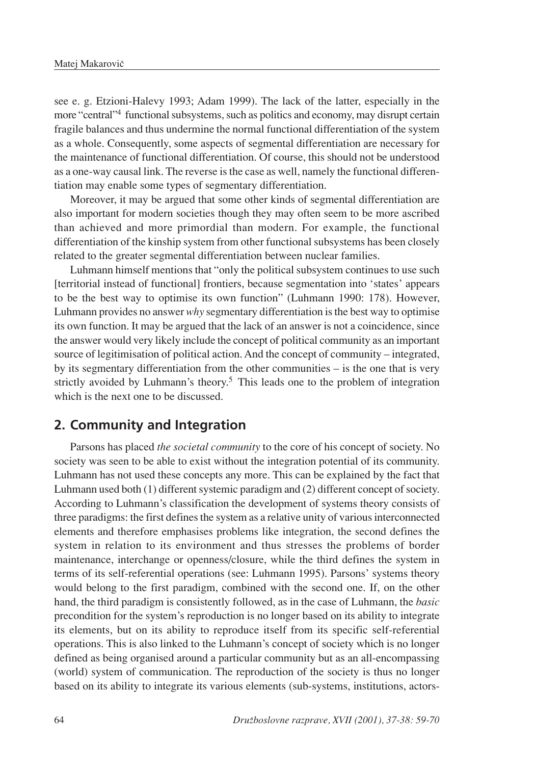see e. g. Etzioni-Halevy 1993; Adam 1999). The lack of the latter, especially in the more "central"[4] functional subsystems, such as politics and economy, may disrupt certain fragile balances and thus undermine the normal functional differentiation of the system as a whole. Consequently, some aspects of segmental differentiation are necessary for the maintenance of functional differentiation. Of course, this should not be understood as a one-way causal link. The reverse is the case as well, namely the functional differentiation may enable some types of segmentary differentiation.

Moreover, it may be argued that some other kinds of segmental differentiation are also important for modern societies though they may often seem to be more ascribed than achieved and more primordial than modern. For example, the functional differentiation of the kinship system from other functional subsystems has been closely related to the greater segmental differentiation between nuclear families.

Luhmann himself mentions that "only the political subsystem continues to use such [territorial instead of functional] frontiers, because segmentation into 'states' appears to be the best way to optimise its own function" (Luhmann 1990: 178). However, Luhmann provides no answer *why* segmentary differentiation is the best way to optimise its own function. It may be argued that the lack of an answer is not a coincidence, since the answer would very likely include the concept of political community as an important source of legitimisation of political action. And the concept of community – integrated, by its segmentary differentiation from the other communities – is the one that is very strictly avoided by Luhmann's theory.[5] This leads one to the problem of integration which is the next one to be discussed.

## 2. Community and Integration

Parsons has placed *the societal community* to the core of his concept of society. No society was seen to be able to exist without the integration potential of its community. Luhmann has not used these concepts any more. This can be explained by the fact that Luhmann used both (1) different systemic paradigm and (2) different concept of society. According to Luhmann's classification the development of systems theory consists of three paradigms: the first defines the system as a relative unity of various interconnected elements and therefore emphasises problems like integration, the second defines the system in relation to its environment and thus stresses the problems of border maintenance, interchange or openness/closure, while the third defines the system in terms of its self-referential operations (see: Luhmann 1995). Parsons' systems theory would belong to the first paradigm, combined with the second one. If, on the other hand, the third paradigm is consistently followed, as in the case of Luhmann, the *basic* precondition for the system's reproduction is no longer based on its ability to integrate its elements, but on its ability to reproduce itself from its specific self-referential operations. This is also linked to the Luhmann's concept of society which is no longer defined as being organised around a particular community but as an all-encompassing (world) system of communication. The reproduction of the society is thus no longer based on its ability to integrate its various elements (sub-systems, institutions, actors-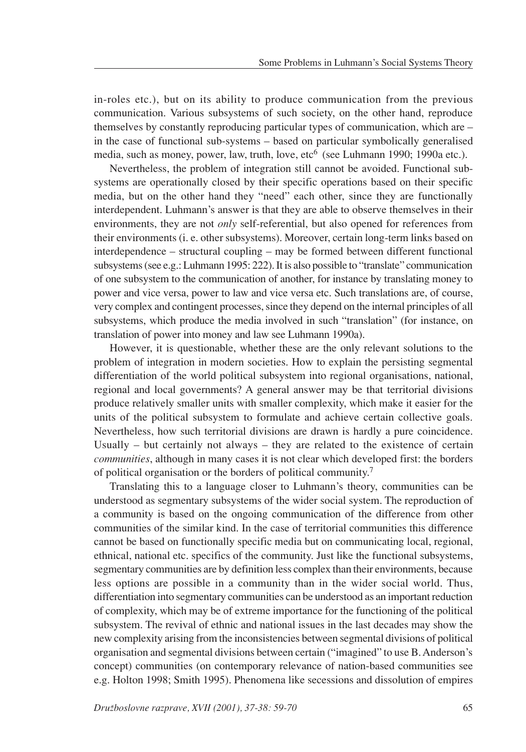in-roles etc.), but on its ability to produce communication from the previous communication. Various subsystems of such society, on the other hand, reproduce themselves by constantly reproducing particular types of communication, which are – in the case of functional sub-systems – based on particular symbolically generalised media, such as money, power, law, truth, love, etc[6] (see Luhmann 1990; 1990a etc.).

Nevertheless, the problem of integration still cannot be avoided. Functional subsystems are operationally closed by their specific operations based on their specific media, but on the other hand they "need" each other, since they are functionally interdependent. Luhmann's answer is that they are able to observe themselves in their environments, they are not *only* self-referential, but also opened for references from their environments (i. e. other subsystems). Moreover, certain long-term links based on interdependence – structural coupling – may be formed between different functional subsystems (see e.g.: Luhmann 1995: 222). It is also possible to "translate" communication of one subsystem to the communication of another, for instance by translating money to power and vice versa, power to law and vice versa etc. Such translations are, of course, very complex and contingent processes, since they depend on the internal principles of all subsystems, which produce the media involved in such "translation" (for instance, on translation of power into money and law see Luhmann 1990a).

However, it is questionable, whether these are the only relevant solutions to the problem of integration in modern societies. How to explain the persisting segmental differentiation of the world political subsystem into regional organisations, national, regional and local governments? A general answer may be that territorial divisions produce relatively smaller units with smaller complexity, which make it easier for the units of the political subsystem to formulate and achieve certain collective goals. Nevertheless, how such territorial divisions are drawn is hardly a pure coincidence. Usually – but certainly not always – they are related to the existence of certain *communities*, although in many cases it is not clear which developed first: the borders of political organisation or the borders of political community.[7]

Translating this to a language closer to Luhmann's theory, communities can be understood as segmentary subsystems of the wider social system. The reproduction of a community is based on the ongoing communication of the difference from other communities of the similar kind. In the case of territorial communities this difference cannot be based on functionally specific media but on communicating local, regional, ethnical, national etc. specifics of the community. Just like the functional subsystems, segmentary communities are by definition less complex than their environments, because less options are possible in a community than in the wider social world. Thus, differentiation into segmentary communities can be understood as an important reduction of complexity, which may be of extreme importance for the functioning of the political subsystem. The revival of ethnic and national issues in the last decades may show the new complexity arising from the inconsistencies between segmental divisions of political organisation and segmental divisions between certain ("imagined" to use B. Anderson's concept) communities (on contemporary relevance of nation-based communities see e.g. Holton 1998; Smith 1995). Phenomena like secessions and dissolution of empires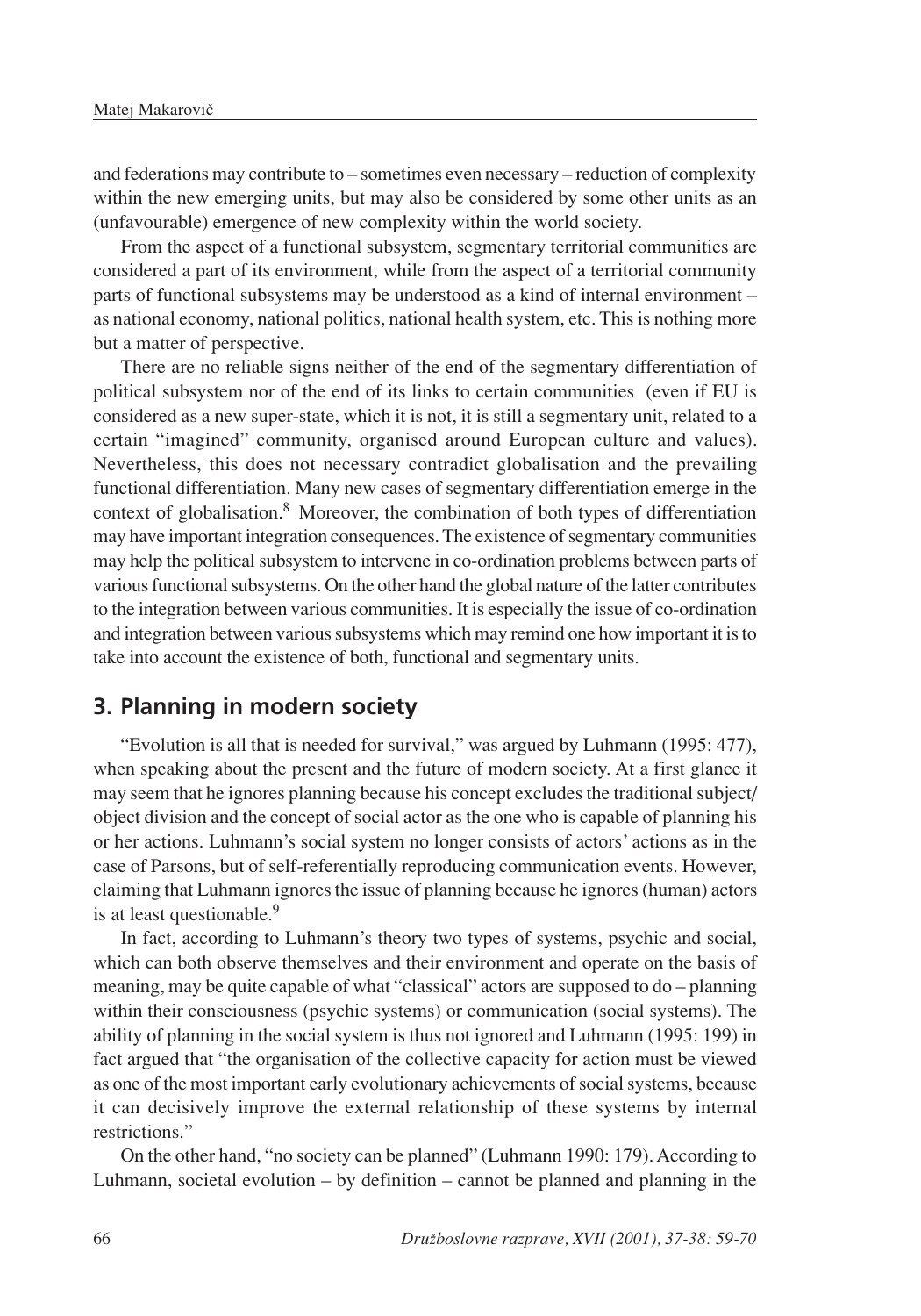and federations may contribute to – sometimes even necessary – reduction of complexity within the new emerging units, but may also be considered by some other units as an (unfavourable) emergence of new complexity within the world society.

From the aspect of a functional subsystem, segmentary territorial communities are considered a part of its environment, while from the aspect of a territorial community parts of functional subsystems may be understood as a kind of internal environment – as national economy, national politics, national health system, etc. This is nothing more but a matter of perspective.

There are no reliable signs neither of the end of the segmentary differentiation of political subsystem nor of the end of its links to certain communities (even if EU is considered as a new super-state, which it is not, it is still a segmentary unit, related to a certain "imagined" community, organised around European culture and values). Nevertheless, this does not necessary contradict globalisation and the prevailing functional differentiation. Many new cases of segmentary differentiation emerge in the context of globalisation.[8] Moreover, the combination of both types of differentiation may have important integration consequences. The existence of segmentary communities may help the political subsystem to intervene in co-ordination problems between parts of various functional subsystems. On the other hand the global nature of the latter contributes to the integration between various communities. It is especially the issue of co-ordination and integration between various subsystems which may remind one how important it is to take into account the existence of both, functional and segmentary units.

## 3. Planning in modern society

"Evolution is all that is needed for survival," was argued by Luhmann (1995: 477), when speaking about the present and the future of modern society. At a first glance it may seem that he ignores planning because his concept excludes the traditional subject/object division and the concept of social actor as the one who is capable of planning his or her actions. Luhmann's social system no longer consists of actors' actions as in the case of Parsons, but of self-referentially reproducing communication events. However, claiming that Luhmann ignores the issue of planning because he ignores (human) actors is at least questionable.[9]

In fact, according to Luhmann's theory two types of systems, psychic and social, which can both observe themselves and their environment and operate on the basis of meaning, may be quite capable of what "classical" actors are supposed to do – planning within their consciousness (psychic systems) or communication (social systems). The ability of planning in the social system is thus not ignored and Luhmann (1995: 199) in fact argued that "the organisation of the collective capacity for action must be viewed as one of the most important early evolutionary achievements of social systems, because it can decisively improve the external relationship of these systems by internal restrictions."

On the other hand, "no society can be planned" (Luhmann 1990: 179). According to Luhmann, societal evolution – by definition – cannot be planned and planning in the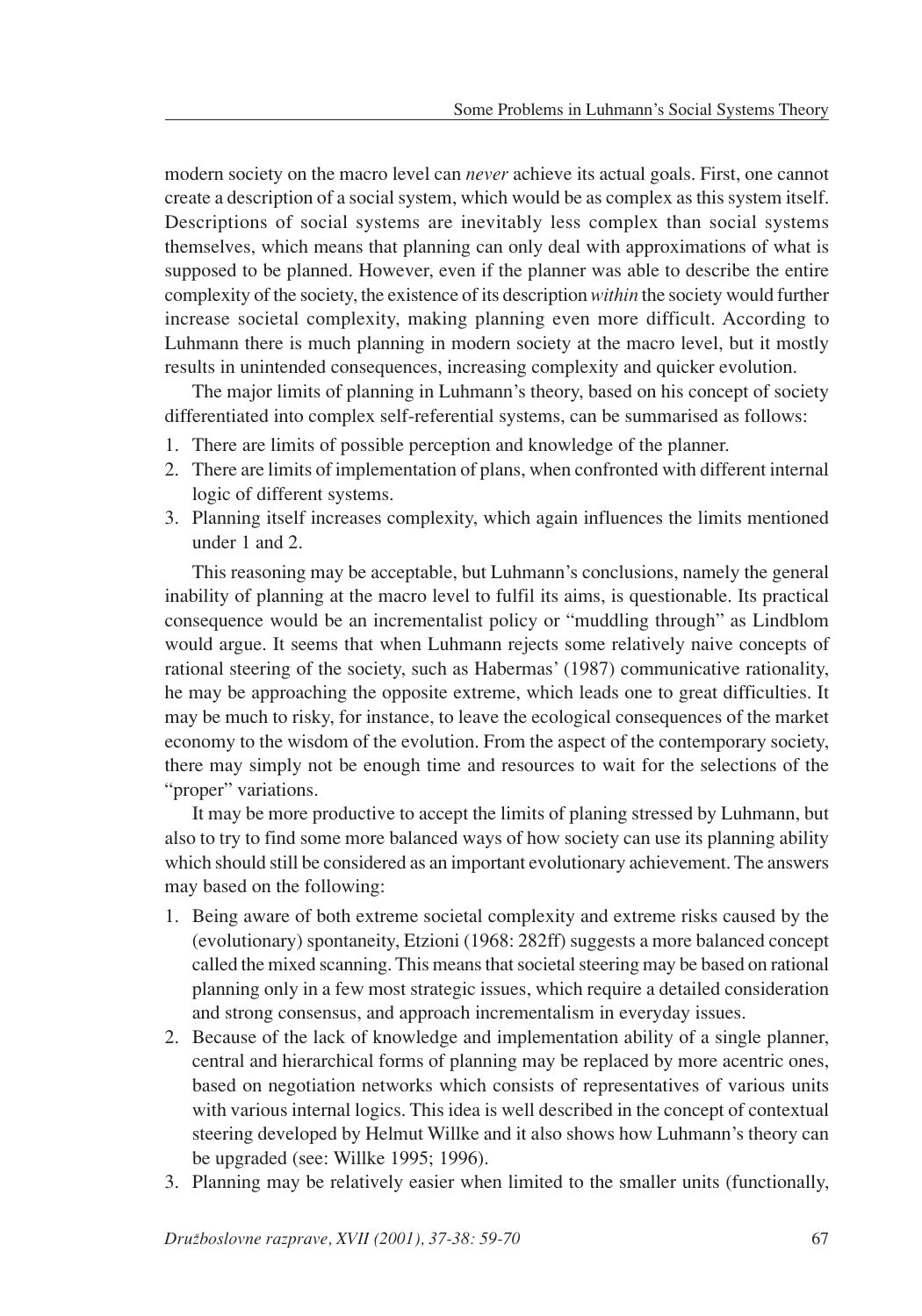modern society on the macro level can *never* achieve its actual goals. First, one cannot create a description of a social system, which would be as complex as this system itself. Descriptions of social systems are inevitably less complex than social systems themselves, which means that planning can only deal with approximations of what is supposed to be planned. However, even if the planner was able to describe the entire complexity of the society, the existence of its description *within* the society would further increase societal complexity, making planning even more difficult. According to Luhmann there is much planning in modern society at the macro level, but it mostly results in unintended consequences, increasing complexity and quicker evolution.

The major limits of planning in Luhmann's theory, based on his concept of society differentiated into complex self-referential systems, can be summarised as follows:

1. There are limits of possible perception and knowledge of the planner.
2. There are limits of implementation of plans, when confronted with different internal logic of different systems.
3. Planning itself increases complexity, which again influences the limits mentioned under 1 and 2.

This reasoning may be acceptable, but Luhmann's conclusions, namely the general inability of planning at the macro level to fulfil its aims, is questionable. Its practical consequence would be an incrementalist policy or "muddling through" as Lindblom would argue. It seems that when Luhmann rejects some relatively naive concepts of rational steering of the society, such as Habermas' (1987) communicative rationality, he may be approaching the opposite extreme, which leads one to great difficulties. It may be much to risky, for instance, to leave the ecological consequences of the market economy to the wisdom of the evolution. From the aspect of the contemporary society, there may simply not be enough time and resources to wait for the selections of the "proper" variations.

It may be more productive to accept the limits of planing stressed by Luhmann, but also to try to find some more balanced ways of how society can use its planning ability which should still be considered as an important evolutionary achievement. The answers may based on the following:

1. Being aware of both extreme societal complexity and extreme risks caused by the (evolutionary) spontaneity, Etzioni (1968: 282ff) suggests a more balanced concept called the mixed scanning. This means that societal steering may be based on rational planning only in a few most strategic issues, which require a detailed consideration and strong consensus, and approach incrementalism in everyday issues.
2. Because of the lack of knowledge and implementation ability of a single planner, central and hierarchical forms of planning may be replaced by more acentric ones, based on negotiation networks which consists of representatives of various units with various internal logics. This idea is well described in the concept of contextual steering developed by Helmut Willke and it also shows how Luhmann's theory can be upgraded (see: Willke 1995; 1996).
3. Planning may be relatively easier when limited to the smaller units (functionally,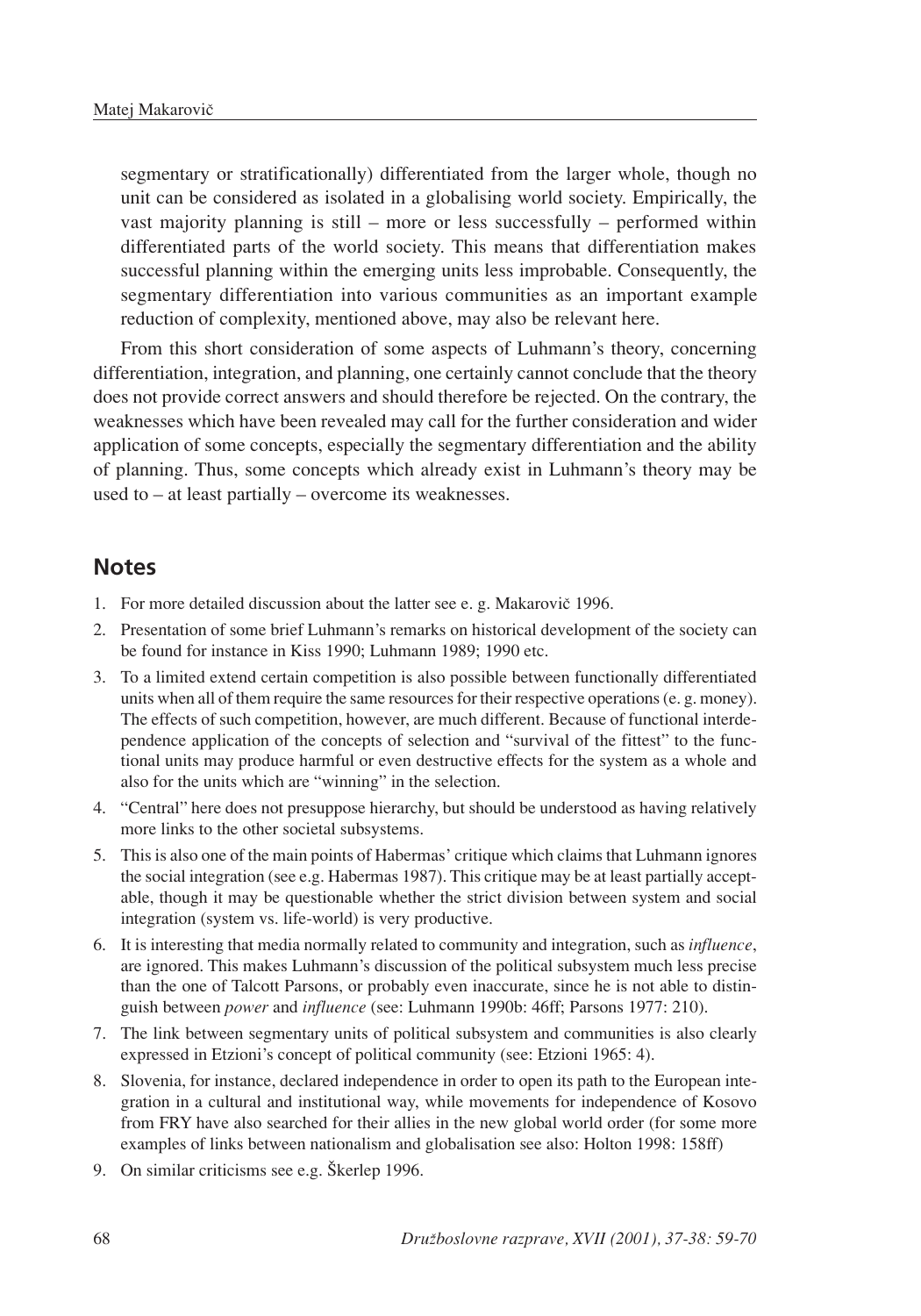segmentary or stratificationally) differentiated from the larger whole, though no unit can be considered as isolated in a globalising world society. Empirically, the vast majority planning is still – more or less successfully – performed within differentiated parts of the world society. This means that differentiation makes successful planning within the emerging units less improbable. Consequently, the segmentary differentiation into various communities as an important example reduction of complexity, mentioned above, may also be relevant here.

From this short consideration of some aspects of Luhmann's theory, concerning differentiation, integration, and planning, one certainly cannot conclude that the theory does not provide correct answers and should therefore be rejected. On the contrary, the weaknesses which have been revealed may call for the further consideration and wider application of some concepts, especially the segmentary differentiation and the ability of planning. Thus, some concepts which already exist in Luhmann's theory may be used to – at least partially – overcome its weaknesses.

## Notes

1. For more detailed discussion about the latter see e. g. Makarovič 1996.
2. Presentation of some brief Luhmann's remarks on historical development of the society can be found for instance in Kiss 1990; Luhmann 1989; 1990 etc.
3. To a limited extend certain competition is also possible between functionally differentiated units when all of them require the same resources for their respective operations (e. g. money). The effects of such competition, however, are much different. Because of functional interdependence application of the concepts of selection and "survival of the fittest" to the functional units may produce harmful or even destructive effects for the system as a whole and also for the units which are "winning" in the selection.
4. "Central" here does not presuppose hierarchy, but should be understood as having relatively more links to the other societal subsystems.
5. This is also one of the main points of Habermas' critique which claims that Luhmann ignores the social integration (see e.g. Habermas 1987). This critique may be at least partially acceptable, though it may be questionable whether the strict division between system and social integration (system vs. life-world) is very productive.
6. It is interesting that media normally related to community and integration, such as *influence*, are ignored. This makes Luhmann's discussion of the political subsystem much less precise than the one of Talcott Parsons, or probably even inaccurate, since he is not able to distinguish between *power* and *influence* (see: Luhmann 1990b: 46ff; Parsons 1977: 210).
7. The link between segmentary units of political subsystem and communities is also clearly expressed in Etzioni's concept of political community (see: Etzioni 1965: 4).
8. Slovenia, for instance, declared independence in order to open its path to the European integration in a cultural and institutional way, while movements for independence of Kosovo from FRY have also searched for their allies in the new global world order (for some more examples of links between nationalism and globalisation see also: Holton 1998: 158ff)
9. On similar criticisms see e.g. Škerlep 1996.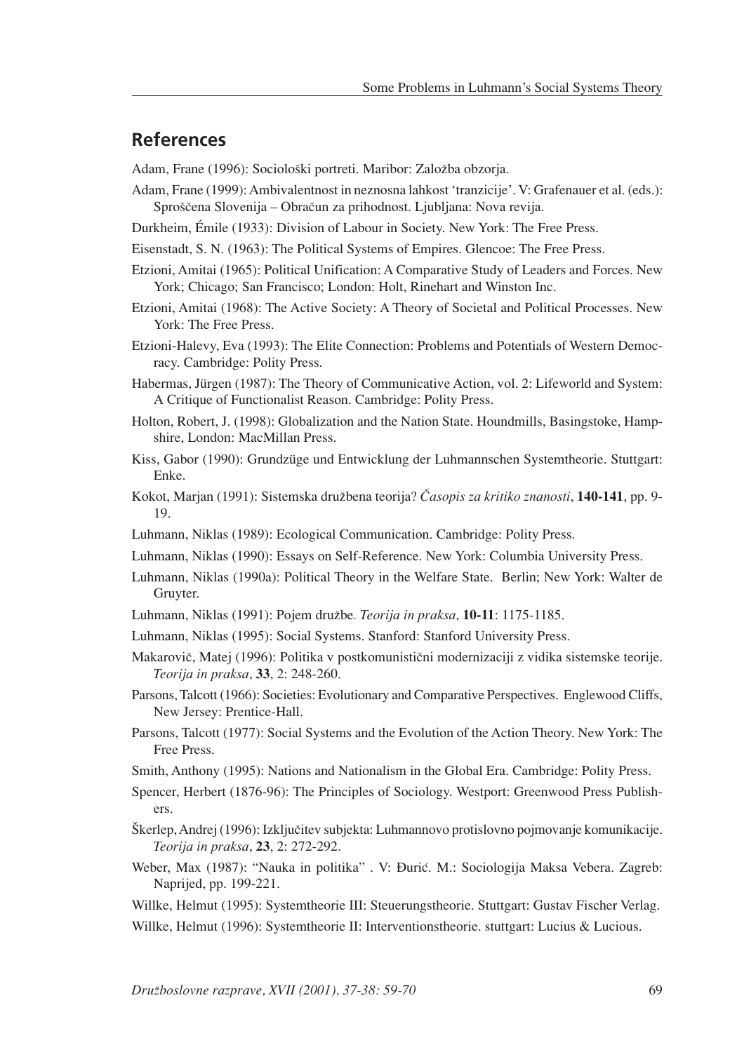## References

Adam, Frane (1996): Sociološki portreti. Maribor: Založba obzorja.

Adam, Frane (1999): Ambivalentnost in neznosna lahkost 'tranzicije'. V: Grafenauer et al. (eds.): Sproščena Slovenija – Obračun za prihodnost. Ljubljana: Nova revija.

Durkheim, Émile (1933): Division of Labour in Society. New York: The Free Press.

Eisenstadt, S. N. (1963): The Political Systems of Empires. Glencoe: The Free Press.

Etzioni, Amitai (1965): Political Unification: A Comparative Study of Leaders and Forces. New York; Chicago; San Francisco; London: Holt, Rinehart and Winston Inc.

Etzioni, Amitai (1968): The Active Society: A Theory of Societal and Political Processes. New York: The Free Press.

Etzioni-Halevy, Eva (1993): The Elite Connection: Problems and Potentials of Western Democracy. Cambridge: Polity Press.

Habermas, Jürgen (1987): The Theory of Communicative Action, vol. 2: Lifeworld and System: A Critique of Functionalist Reason. Cambridge: Polity Press.

Holton, Robert, J. (1998): Globalization and the Nation State. Houndmills, Basingstoke, Hampshire, London: MacMillan Press.

Kiss, Gabor (1990): Grundzüge und Entwicklung der Luhmannschen Systemtheorie. Stuttgart: Enke.

Kokot, Marjan (1991): Sistemska družbena teorija? *Časopis za kritiko znanosti*, **140-141**, pp. 9-19.

Luhmann, Niklas (1989): Ecological Communication. Cambridge: Polity Press.

Luhmann, Niklas (1990): Essays on Self-Reference. New York: Columbia University Press.

Luhmann, Niklas (1990a): Political Theory in the Welfare State. Berlin; New York: Walter de Gruyter.

Luhmann, Niklas (1991): Pojem družbe. *Teorija in praksa*, **10-11**: 1175-1185.

Luhmann, Niklas (1995): Social Systems. Stanford: Stanford University Press.

Makarovič, Matej (1996): Politika v postkomunistični modernizaciji z vidika sistemske teorije. *Teorija in praksa*, **33**, 2: 248-260.

Parsons, Talcott (1966): Societies: Evolutionary and Comparative Perspectives. Englewood Cliffs, New Jersey: Prentice-Hall.

Parsons, Talcott (1977): Social Systems and the Evolution of the Action Theory. New York: The Free Press.

Smith, Anthony (1995): Nations and Nationalism in the Global Era. Cambridge: Polity Press.

Spencer, Herbert (1876-96): The Principles of Sociology. Westport: Greenwood Press Publishers.

Škerlep, Andrej (1996): Izključitev subjekta: Luhmannovo protislovno pojmovanje komunikacije. *Teorija in praksa*, **23**, 2: 272-292.

Weber, Max (1987): "Nauka in politika" . V: Đurić. M.: Sociologija Maksa Vebera. Zagreb: Naprijed, pp. 199-221.

Willke, Helmut (1995): Systemtheorie III: Steuerungstheorie. Stuttgart: Gustav Fischer Verlag.

Willke, Helmut (1996): Systemtheorie II: Interventionstheorie. stuttgart: Lucius & Lucious.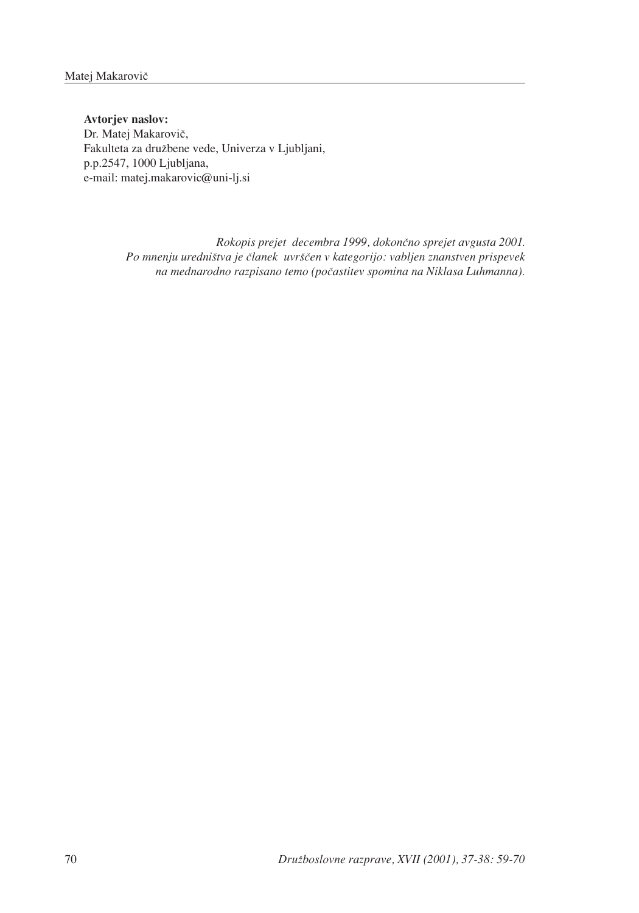**Avtorjev naslov:**
Dr. Matej Makarovič,
Fakulteta za družbene vede, Univerza v Ljubljani,
p.p.2547, 1000 Ljubljana,
e-mail: matej.makarovic@uni-lj.si

*Rokopis prejet decembra 1999, dokončno sprejet avgusta 2001.*
*Po mnenju uredništva je članek uvrščen v kategorijo: vabljen znanstven prispevek na mednarodno razpisano temo (počastitev spomina na Niklasa Luhmanna).*